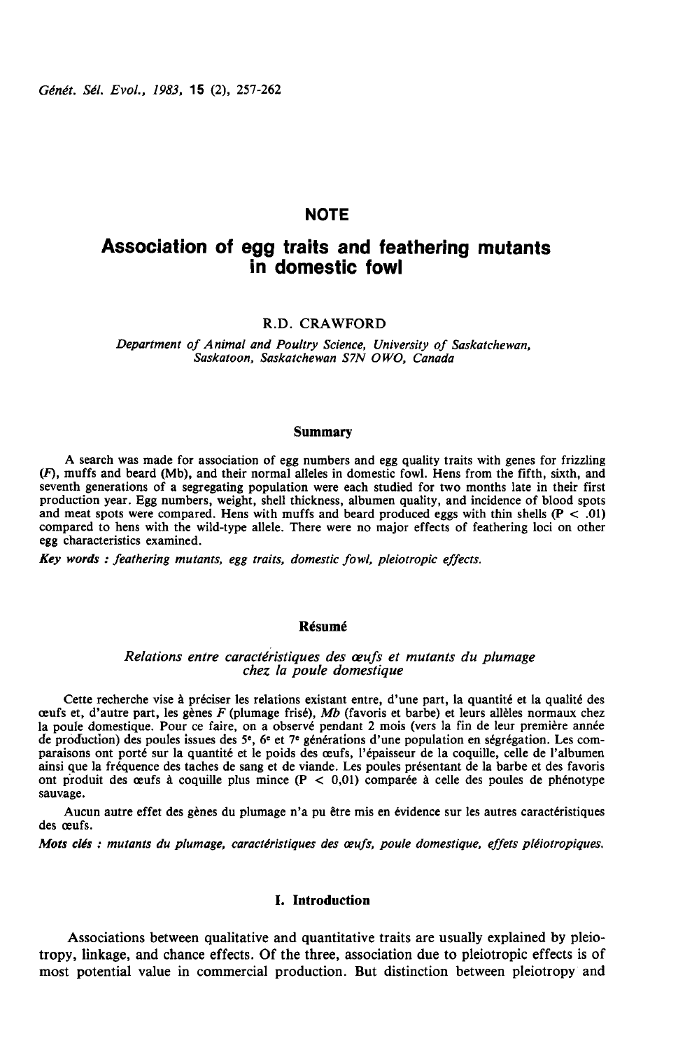## NOTE

# Association of egg traits and feathering mutants in domestic fowl

R.D. CRAWFORD

*Department of Animal and Poultry Science, University of Saskatchewan, Saskatoon, Saskatchewan S7N OWO, Canada*

### Summary

A search was made for association of egg numbers and egg quality traits with genes for frizzling (*F*), muffs and beard (Mb), and their normal alleles in domestic fowl. Hens from the fifth, sixth, and seventh generations of a segregating population were each studied for two months late in their first production year. Egg numbers, weight, shell thickness, albumen quality, and incidence of blood spots and meat spots were compared. Hens with muffs and beard produced eggs with thin shells ($P < .01$) compared to hens with the wild-type allele. There were no major effects of feathering loci on other egg characteristics examined.

***Key words :** feathering mutants, egg traits, domestic fowl, pleiotropic effects.*

### Résumé

*Relations entre caractéristiques des œufs et mutants du plumage chez la poule domestique*

Cette recherche vise à préciser les relations existant entre, d'une part, la quantité et la qualité des œufs et, d'autre part, les gènes *F* (plumage frisé), *Mb* (favoris et barbe) et leurs allèles normaux chez la poule domestique. Pour ce faire, on a observé pendant 2 mois (vers la fin de leur première année de production) des poules issues des 5ᵉ, 6ᵉ et 7ᵉ générations d'une population en ségrégation. Les comparaisons ont porté sur la quantité et le poids des œufs, l'épaisseur de la coquille, celle de l'albumen ainsi que la fréquence des taches de sang et de viande. Les poules présentant de la barbe et des favoris ont produit des œufs à coquille plus mince ($P < 0,01$) comparée à celle des poules de phénotype sauvage.

Aucun autre effet des gènes du plumage n'a pu être mis en évidence sur les autres caractéristiques des œufs.

***Mots clés :** mutants du plumage, caractéristiques des œufs, poule domestique, effets pléiotropiques.*

## I. Introduction

Associations between qualitative and quantitative traits are usually explained by pleiotropy, linkage, and chance effects. Of the three, association due to pleiotropic effects is of most potential value in commercial production. But distinction between pleiotropy and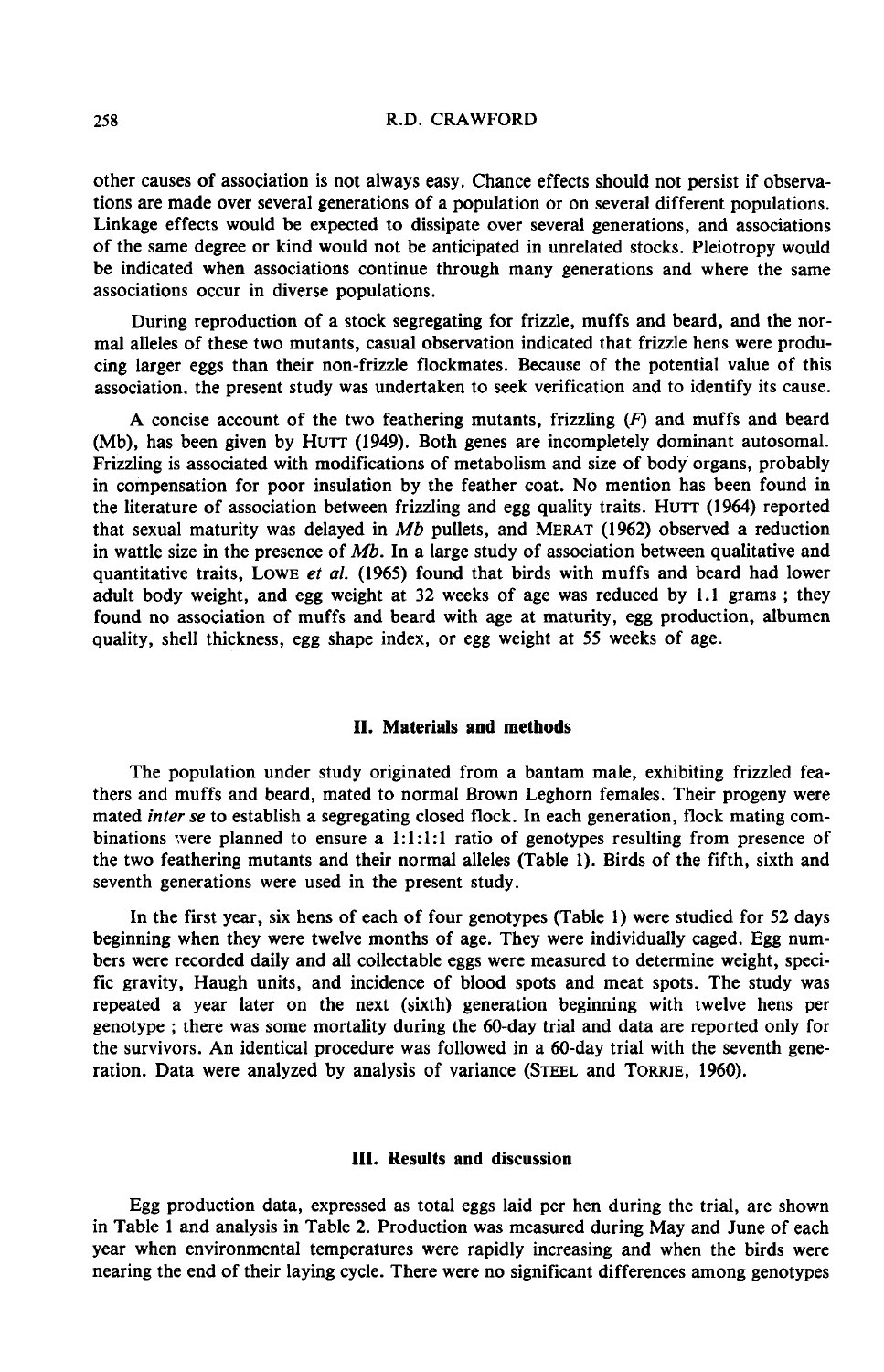other causes of association is not always easy. Chance effects should not persist if observations are made over several generations of a population or on several different populations. Linkage effects would be expected to dissipate over several generations, and associations of the same degree or kind would not be anticipated in unrelated stocks. Pleiotropy would be indicated when associations continue through many generations and where the same associations occur in diverse populations.

During reproduction of a stock segregating for frizzle, muffs and beard, and the normal alleles of these two mutants, casual observation indicated that frizzle hens were producing larger eggs than their non-frizzle flockmates. Because of the potential value of this association, the present study was undertaken to seek verification and to identify its cause.

A concise account of the two feathering mutants, frizzling (*F*) and muffs and beard (Mb), has been given by HUTT (1949). Both genes are incompletely dominant autosomal. Frizzling is associated with modifications of metabolism and size of body organs, probably in compensation for poor insulation by the feather coat. No mention has been found in the literature of association between frizzling and egg quality traits. HUTT (1964) reported that sexual maturity was delayed in *Mb* pullets, and MERAT (1962) observed a reduction in wattle size in the presence of *Mb*. In a large study of association between qualitative and quantitative traits, LOWE *et al.* (1965) found that birds with muffs and beard had lower adult body weight, and egg weight at 32 weeks of age was reduced by 1.1 grams ; they found no association of muffs and beard with age at maturity, egg production, albumen quality, shell thickness, egg shape index, or egg weight at 55 weeks of age.

## II. Materials and methods

The population under study originated from a bantam male, exhibiting frizzled feathers and muffs and beard, mated to normal Brown Leghorn females. Their progeny were mated *inter se* to establish a segregating closed flock. In each generation, flock mating combinations were planned to ensure a 1:1:1:1 ratio of genotypes resulting from presence of the two feathering mutants and their normal alleles (Table 1). Birds of the fifth, sixth and seventh generations were used in the present study.

In the first year, six hens of each of four genotypes (Table 1) were studied for 52 days beginning when they were twelve months of age. They were individually caged. Egg numbers were recorded daily and all collectable eggs were measured to determine weight, specific gravity, Haugh units, and incidence of blood spots and meat spots. The study was repeated a year later on the next (sixth) generation beginning with twelve hens per genotype ; there was some mortality during the 60-day trial and data are reported only for the survivors. An identical procedure was followed in a 60-day trial with the seventh generation. Data were analyzed by analysis of variance (STEEL and TORRIE, 1960).

## III. Results and discussion

Egg production data, expressed as total eggs laid per hen during the trial, are shown in Table 1 and analysis in Table 2. Production was measured during May and June of each year when environmental temperatures were rapidly increasing and when the birds were nearing the end of their laying cycle. There were no significant differences among genotypes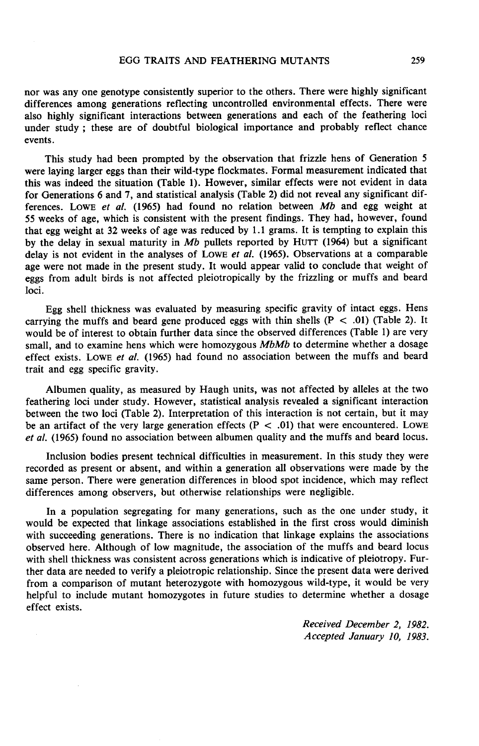nor was any one genotype consistently superior to the others. There were highly significant differences among generations reflecting uncontrolled environmental effects. There were also highly significant interactions between generations and each of the feathering loci under study ; these are of doubtful biological importance and probably reflect chance events.

This study had been prompted by the observation that frizzle hens of Generation 5 were laying larger eggs than their wild-type flockmates. Formal measurement indicated that this was indeed the situation (Table 1). However, similar effects were not evident in data for Generations 6 and 7, and statistical analysis (Table 2) did not reveal any significant differences. LOWE *et al.* (1965) had found no relation between *Mb* and egg weight at 55 weeks of age, which is consistent with the present findings. They had, however, found that egg weight at 32 weeks of age was reduced by 1.1 grams. It is tempting to explain this by the delay in sexual maturity in *Mb* pullets reported by HUTT (1964) but a significant delay is not evident in the analyses of LOWE *et al.* (1965). Observations at a comparable age were not made in the present study. It would appear valid to conclude that weight of eggs from adult birds is not affected pleiotropically by the frizzling or muffs and beard loci.

Egg shell thickness was evaluated by measuring specific gravity of intact eggs. Hens carrying the muffs and beard gene produced eggs with thin shells ($P < .01$) (Table 2). It would be of interest to obtain further data since the observed differences (Table 1) are very small, and to examine hens which were homozygous *MbMb* to determine whether a dosage effect exists. LOWE *et al.* (1965) had found no association between the muffs and beard trait and egg specific gravity.

Albumen quality, as measured by Haugh units, was not affected by alleles at the two feathering loci under study. However, statistical analysis revealed a significant interaction between the two loci (Table 2). Interpretation of this interaction is not certain, but it may be an artifact of the very large generation effects ($P < .01$) that were encountered. LOWE *et al.* (1965) found no association between albumen quality and the muffs and beard locus.

Inclusion bodies present technical difficulties in measurement. In this study they were recorded as present or absent, and within a generation all observations were made by the same person. There were generation differences in blood spot incidence, which may reflect differences among observers, but otherwise relationships were negligible.

In a population segregating for many generations, such as the one under study, it would be expected that linkage associations established in the first cross would diminish with succeeding generations. There is no indication that linkage explains the associations observed here. Although of low magnitude, the association of the muffs and beard locus with shell thickness was consistent across generations which is indicative of pleiotropy. Further data are needed to verify a pleiotropic relationship. Since the present data were derived from a comparison of mutant heterozygote with homozygous wild-type, it would be very helpful to include mutant homozygotes in future studies to determine whether a dosage effect exists.

*Received December 2, 1982.*
*Accepted January 10, 1983.*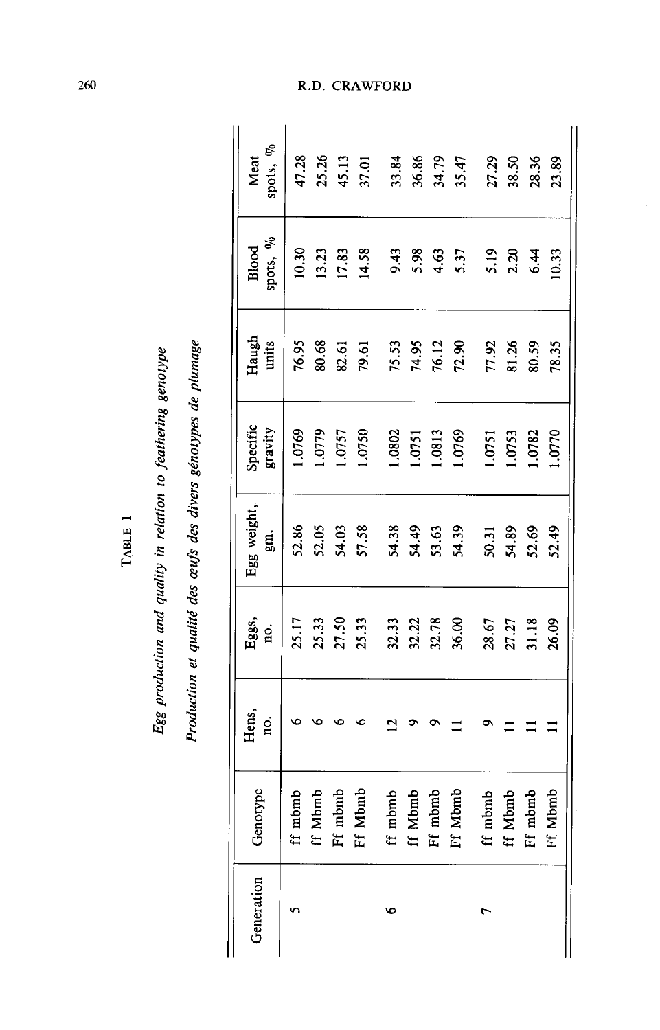TABLE 1

*Egg production and quality in relation to feathering genotype*

*Production et qualité des œufs des divers génotypes de plumage*

| Generation | Genotype | Hens, no. | Eggs, no. | Egg weight, gm. | Specific gravity | Haugh units | Blood spots, % | Meat spots, % |
|---|---|---|---|---|---|---|---|---|
| 5 | ff mbmb | 6 | 25.17 | 52.86 | 1.0769 | 76.95 | 10.30 | 47.28 |
| | ff Mbmb | 6 | 25.33 | 52.05 | 1.0779 | 80.68 | 13.23 | 25.26 |
| | Ff mbmb | 6 | 27.50 | 54.03 | 1.0757 | 82.61 | 17.83 | 45.13 |
| | Ff Mbmb | 6 | 25.33 | 57.58 | 1.0750 | 79.61 | 14.58 | 37.01 |
| 6 | ff mbmb | 12 | 32.33 | 54.38 | 1.0802 | 75.53 | 9.43 | 33.84 |
| | ff Mbmb | 9 | 32.22 | 54.49 | 1.0751 | 74.95 | 5.98 | 36.86 |
| | Ff mbmb | 9 | 32.78 | 53.63 | 1.0813 | 76.12 | 4.63 | 34.79 |
| | Ff Mbmb | 11 | 36.00 | 54.39 | 1.0769 | 72.90 | 5.37 | 35.47 |
| 7 | ff mbmb | 9 | 28.67 | 50.31 | 1.0751 | 77.92 | 5.19 | 27.29 |
| | ff Mbmb | 11 | 27.27 | 54.89 | 1.0753 | 81.26 | 2.20 | 38.50 |
| | Ff mbmb | 11 | 31.18 | 52.69 | 1.0782 | 80.59 | 6.44 | 28.36 |
| | Ff Mbmb | 11 | 26.09 | 52.49 | 1.0770 | 78.35 | 10.33 | 23.89 |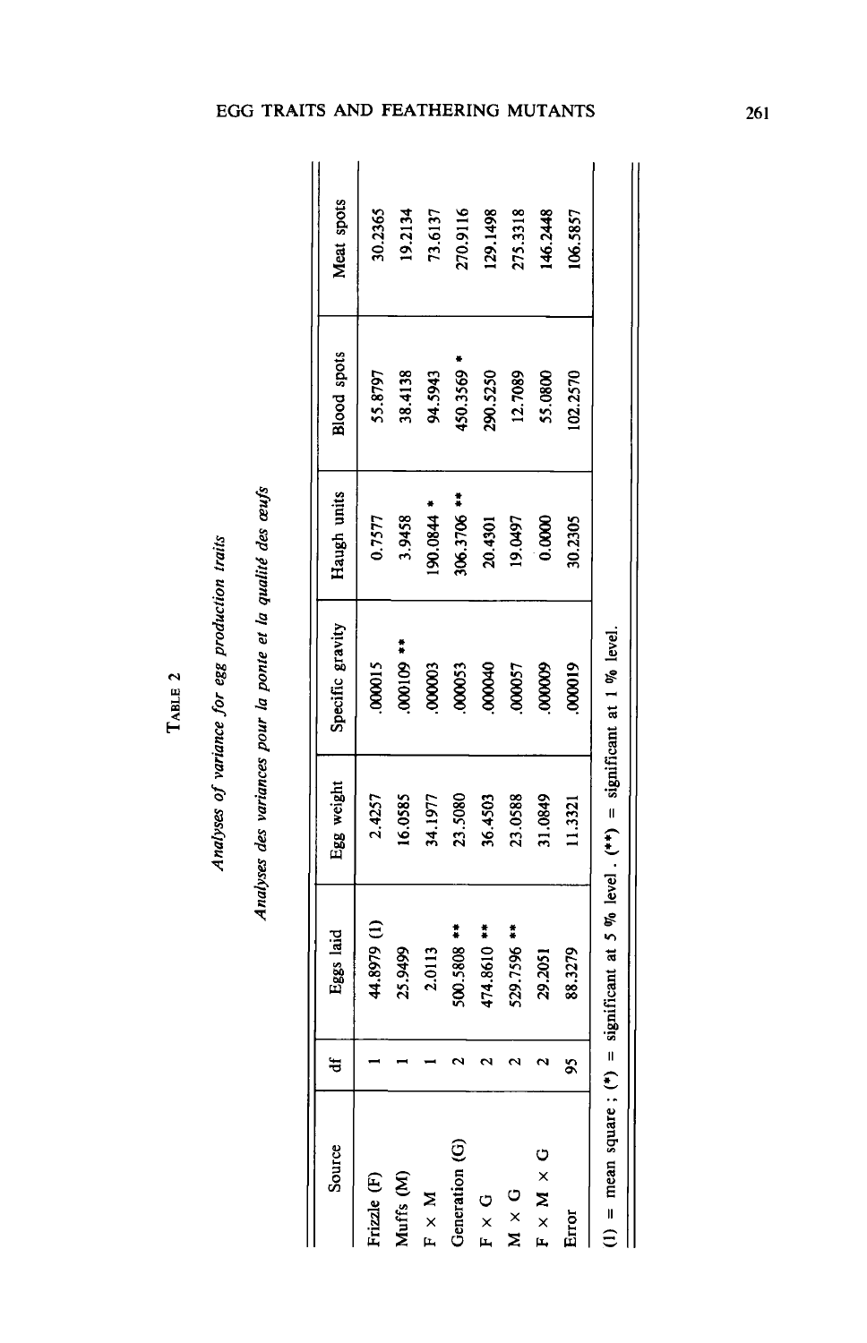TABLE 2

*Analyses of variance for egg production traits*

*Analyses des variances pour la ponte et la qualité des œufs*

| Source | df | Eggs laid | Egg weight | Specific gravity | Haugh units | Blood spots | Meat spots |
|---|---|---|---|---|---|---|---|
| Frizzle (F) | 1 | 44.8979 (1) | 2.4257 | .000015 | 0.7577 | 55.8797 | 30.2365 |
| Muffs (M) | 1 | 25.9499 | 16.0585 | .000109 ** | 3.9458 | 38.4138 | 19.2134 |
| F × M | 1 | 2.0113 | 34.1977 | .000003 | 190.0844 * | 94.5943 | 73.6137 |
| Generation (G) | 2 | 500.5808 ** | 23.5080 | .000053 | 306.3706 ** | 450.3569 * | 270.9116 |
| F × G | 2 | 474.8610 ** | 36.4503 | .000040 | 20.4301 | 290.5250 | 129.1498 |
| M × G | 2 | 529.7596 ** | 23.0588 | .000057 | 19.0497 | 12.7089 | 275.3318 |
| F × M × G | 2 | 29.2051 | 31.0849 | .000009 | 0.0000 | 55.0800 | 146.2448 |
| Error | 95 | 88.3279 | 11.3321 | .000019 | 30.2305 | 102.2570 | 106.5857 |

(1) = mean square ; (*) = significant at 5 % level . (**) = significant at 1 % level.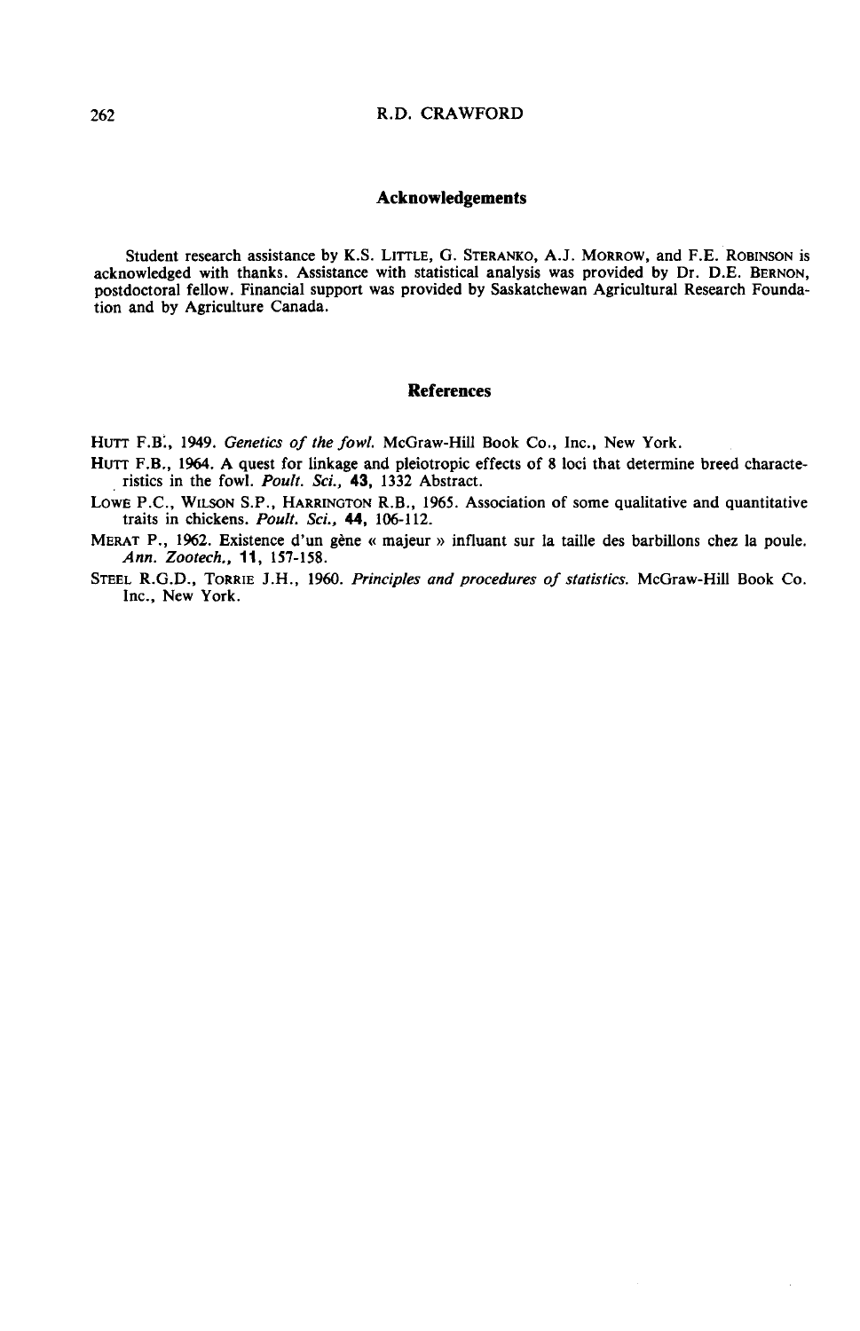## Acknowledgements

Student research assistance by K.S. LITTLE, G. STERANKO, A.J. MORROW, and F.E. ROBINSON is acknowledged with thanks. Assistance with statistical analysis was provided by Dr. D.E. BERNON, postdoctoral fellow. Financial support was provided by Saskatchewan Agricultural Research Foundation and by Agriculture Canada.

## References

HUTT F.B., 1949. *Genetics of the fowl.* McGraw-Hill Book Co., Inc., New York.

HUTT F.B., 1964. A quest for linkage and pleiotropic effects of 8 loci that determine breed characteristics in the fowl. *Poult. Sci.,* **43,** 1332 Abstract.

LOWE P.C., WILSON S.P., HARRINGTON R.B., 1965. Association of some qualitative and quantitative traits in chickens. *Poult. Sci.,* **44,** 106-112.

MERAT P., 1962. Existence d'un gène « majeur » influant sur la taille des barbillons chez la poule. *Ann. Zootech.,* **11,** 157-158.

STEEL R.G.D., TORRIE J.H., 1960. *Principles and procedures of statistics.* McGraw-Hill Book Co. Inc., New York.